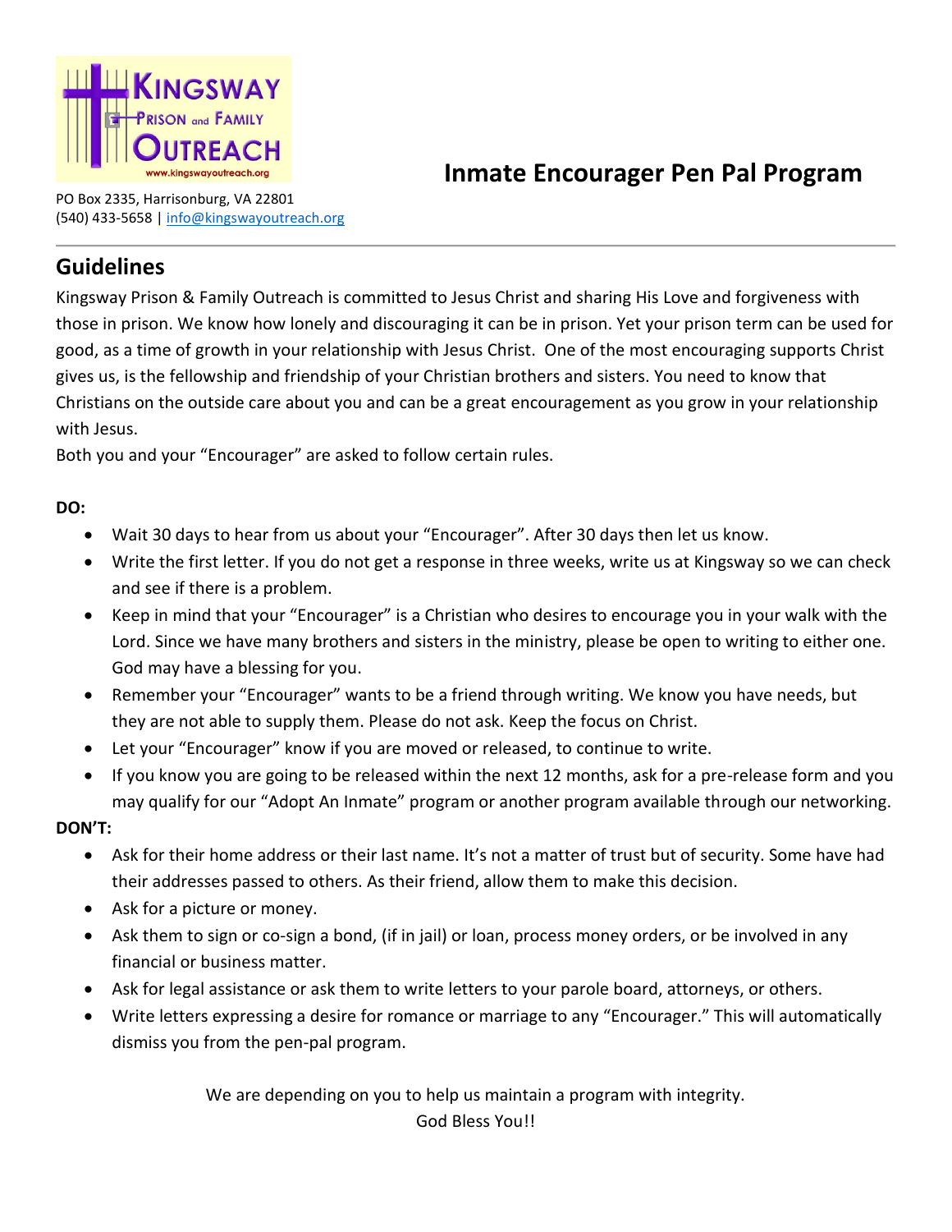KINGSWAY PRISON and FAMILY OUTREACH

www.kingswayoutreach.org

PO Box 2335, Harrisonburg, VA 22801
(540) 433-5658 | info@kingswayoutreach.org

# Inmate Encourager Pen Pal Program

## Guidelines

Kingsway Prison & Family Outreach is committed to Jesus Christ and sharing His Love and forgiveness with those in prison. We know how lonely and discouraging it can be in prison. Yet your prison term can be used for good, as a time of growth in your relationship with Jesus Christ. One of the most encouraging supports Christ gives us, is the fellowship and friendship of your Christian brothers and sisters. You need to know that Christians on the outside care about you and can be a great encouragement as you grow in your relationship with Jesus.

Both you and your "Encourager" are asked to follow certain rules.

**DO:**

- Wait 30 days to hear from us about your "Encourager". After 30 days then let us know.
- Write the first letter. If you do not get a response in three weeks, write us at Kingsway so we can check and see if there is a problem.
- Keep in mind that your "Encourager" is a Christian who desires to encourage you in your walk with the Lord. Since we have many brothers and sisters in the ministry, please be open to writing to either one. God may have a blessing for you.
- Remember your "Encourager" wants to be a friend through writing. We know you have needs, but they are not able to supply them. Please do not ask. Keep the focus on Christ.
- Let your "Encourager" know if you are moved or released, to continue to write.
- If you know you are going to be released within the next 12 months, ask for a pre-release form and you may qualify for our "Adopt An Inmate" program or another program available through our networking.

**DON'T:**

- Ask for their home address or their last name. It's not a matter of trust but of security. Some have had their addresses passed to others. As their friend, allow them to make this decision.
- Ask for a picture or money.
- Ask them to sign or co-sign a bond, (if in jail) or loan, process money orders, or be involved in any financial or business matter.
- Ask for legal assistance or ask them to write letters to your parole board, attorneys, or others.
- Write letters expressing a desire for romance or marriage to any "Encourager." This will automatically dismiss you from the pen-pal program.

We are depending on you to help us maintain a program with integrity.

God Bless You!!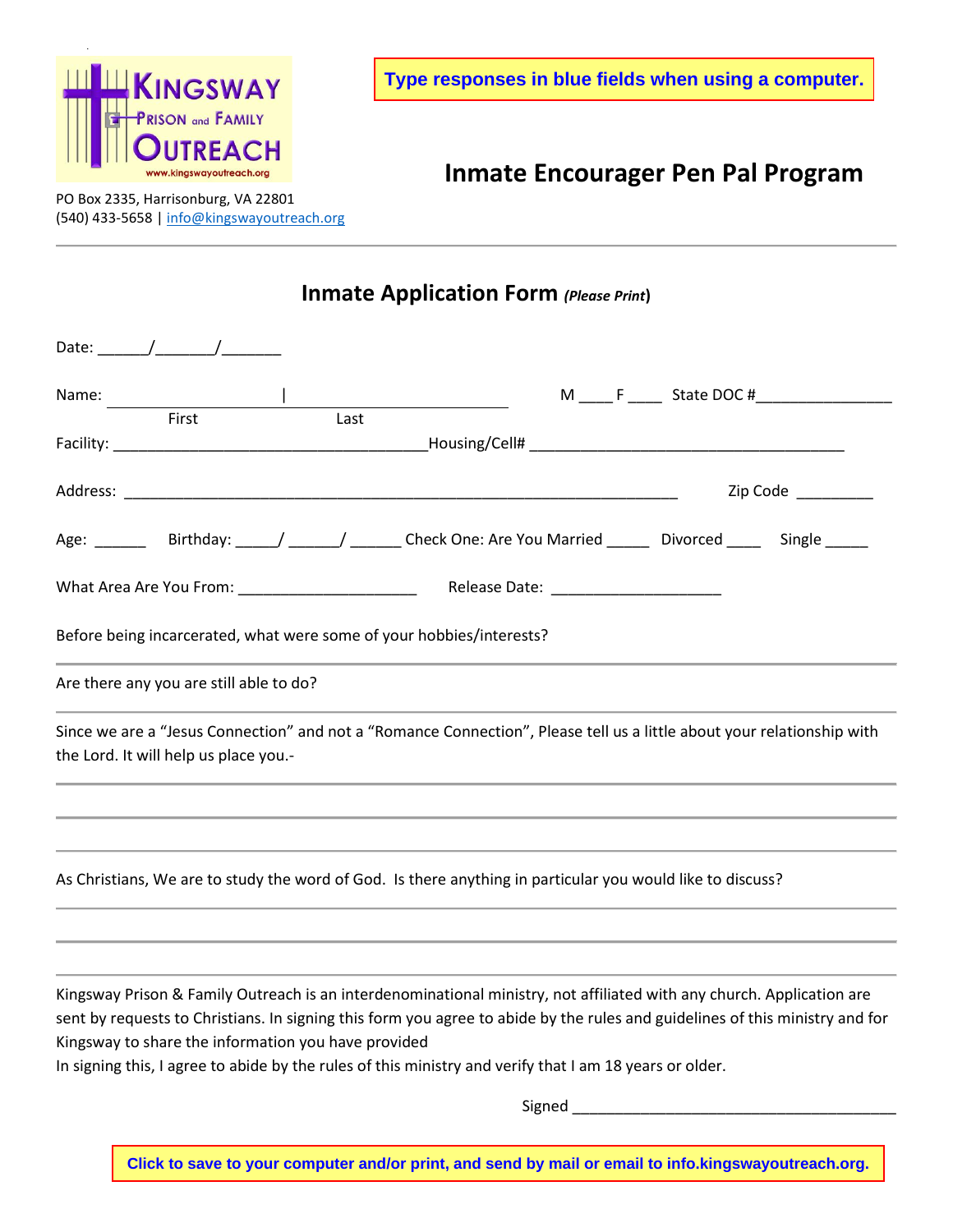Type responses in blue fields when using a computer.

KINGSWAY PRISON and FAMILY OUTREACH
www.kingswayoutreach.org

PO Box 2335, Harrisonburg, VA 22801
(540) 433-5658 | info@kingswayoutreach.org

# Inmate Encourager Pen Pal Program

## Inmate Application Form *(Please Print)*

Date: ______/_______/_______

Name: ____________________ | ____________________ M ____ F ____ State DOC #________________
First Last

Facility: ______________________________________Housing/Cell# ______________________________________

Address: ____________________________________________________________________ Zip Code _________

Age: ______ Birthday: _____/ ______/ ______ Check One: Are You Married _____ Divorced ____ Single _____

What Area Are You From: _____________________ Release Date: ____________________

Before being incarcerated, what were some of your hobbies/interests?

Are there any you are still able to do?

Since we are a "Jesus Connection" and not a "Romance Connection", Please tell us a little about your relationship with the Lord. It will help us place you.-

As Christians, We are to study the word of God. Is there anything in particular you would like to discuss?

Kingsway Prison & Family Outreach is an interdenominational ministry, not affiliated with any church. Application are sent by requests to Christians. In signing this form you agree to abide by the rules and guidelines of this ministry and for Kingsway to share the information you have provided
In signing this, I agree to abide by the rules of this ministry and verify that I am 18 years or older.

Signed ______________________________________

Click to save to your computer and/or print, and send by mail or email to info.kingswayoutreach.org.